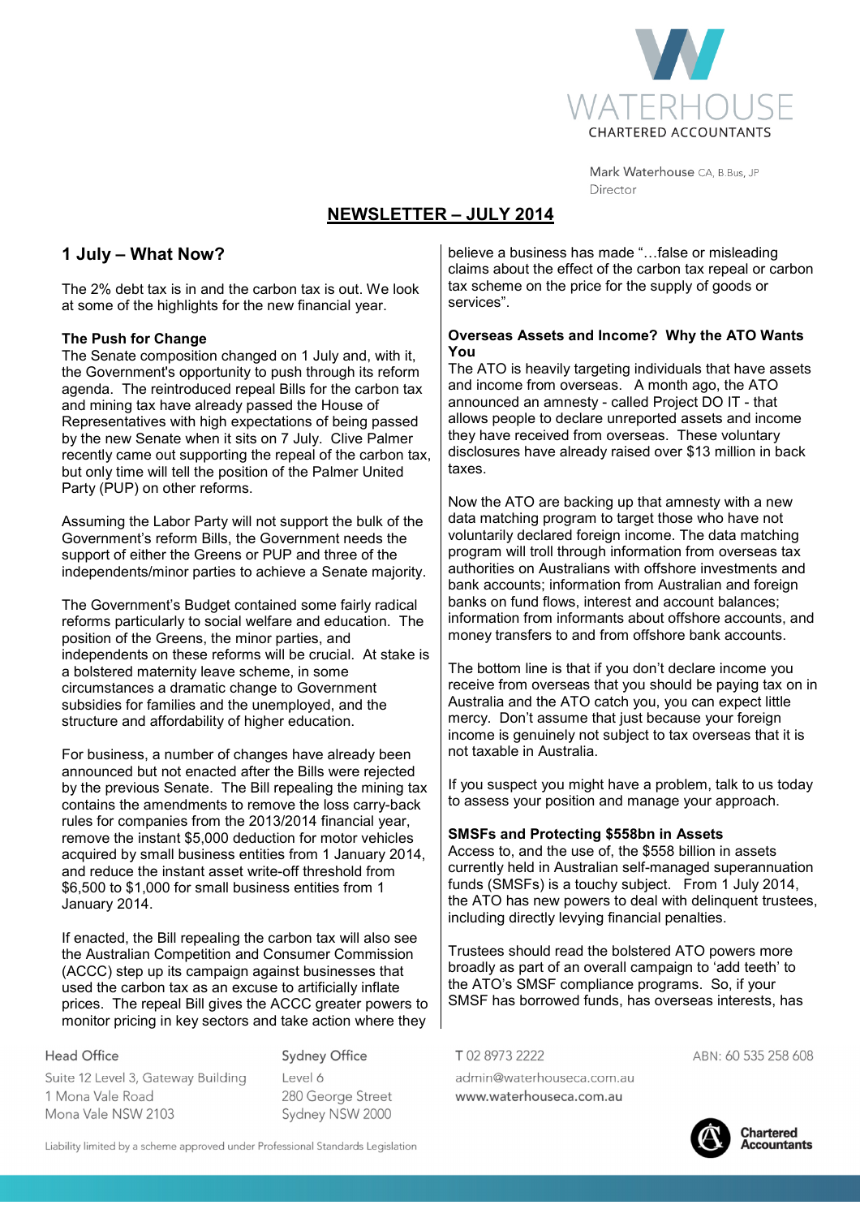Mark Waterhouse CA, B.Bus, JP
Director

# NEWSLETTER – JULY 2014

## 1 July – What Now?

The 2% debt tax is in and the carbon tax is out. We look at some of the highlights for the new financial year.

### The Push for Change

The Senate composition changed on 1 July and, with it, the Government's opportunity to push through its reform agenda. The reintroduced repeal Bills for the carbon tax and mining tax have already passed the House of Representatives with high expectations of being passed by the new Senate when it sits on 7 July. Clive Palmer recently came out supporting the repeal of the carbon tax, but only time will tell the position of the Palmer United Party (PUP) on other reforms.

Assuming the Labor Party will not support the bulk of the Government's reform Bills, the Government needs the support of either the Greens or PUP and three of the independents/minor parties to achieve a Senate majority.

The Government's Budget contained some fairly radical reforms particularly to social welfare and education. The position of the Greens, the minor parties, and independents on these reforms will be crucial. At stake is a bolstered maternity leave scheme, in some circumstances a dramatic change to Government subsidies for families and the unemployed, and the structure and affordability of higher education.

For business, a number of changes have already been announced but not enacted after the Bills were rejected by the previous Senate. The Bill repealing the mining tax contains the amendments to remove the loss carry-back rules for companies from the 2013/2014 financial year, remove the instant $5,000 deduction for motor vehicles acquired by small business entities from 1 January 2014, and reduce the instant asset write-off threshold from $6,500 to $1,000 for small business entities from 1 January 2014.

If enacted, the Bill repealing the carbon tax will also see the Australian Competition and Consumer Commission (ACCC) step up its campaign against businesses that used the carbon tax as an excuse to artificially inflate prices. The repeal Bill gives the ACCC greater powers to monitor pricing in key sectors and take action where they believe a business has made "…false or misleading claims about the effect of the carbon tax repeal or carbon tax scheme on the price for the supply of goods or services".

### Overseas Assets and Income? Why the ATO Wants You

The ATO is heavily targeting individuals that have assets and income from overseas. A month ago, the ATO announced an amnesty - called Project DO IT - that allows people to declare unreported assets and income they have received from overseas. These voluntary disclosures have already raised over $13 million in back taxes.

Now the ATO are backing up that amnesty with a new data matching program to target those who have not voluntarily declared foreign income. The data matching program will troll through information from overseas tax authorities on Australians with offshore investments and bank accounts; information from Australian and foreign banks on fund flows, interest and account balances; information from informants about offshore accounts, and money transfers to and from offshore bank accounts.

The bottom line is that if you don't declare income you receive from overseas that you should be paying tax on in Australia and the ATO catch you, you can expect little mercy. Don't assume that just because your foreign income is genuinely not subject to tax overseas that it is not taxable in Australia.

If you suspect you might have a problem, talk to us today to assess your position and manage your approach.

### SMSFs and Protecting $558bn in Assets

Access to, and the use of, the $558 billion in assets currently held in Australian self-managed superannuation funds (SMSFs) is a touchy subject. From 1 July 2014, the ATO has new powers to deal with delinquent trustees, including directly levying financial penalties.

Trustees should read the bolstered ATO powers more broadly as part of an overall campaign to 'add teeth' to the ATO's SMSF compliance programs. So, if your SMSF has borrowed funds, has overseas interests, has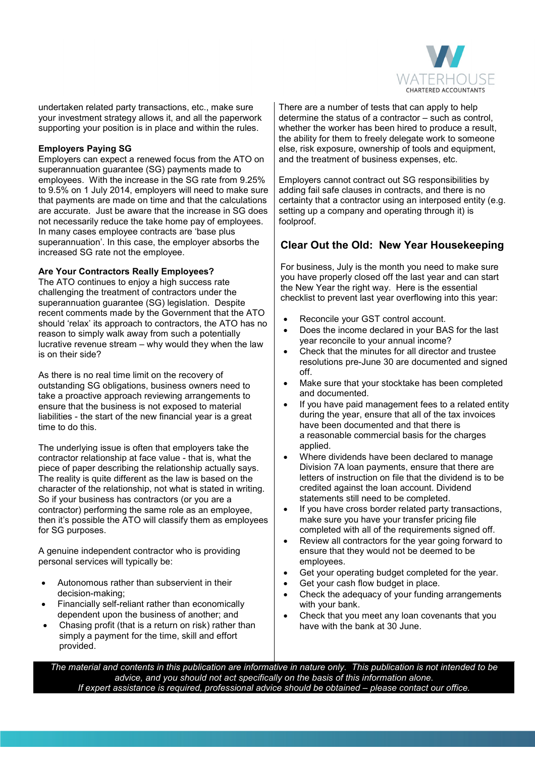undertaken related party transactions, etc., make sure your investment strategy allows it, and all the paperwork supporting your position is in place and within the rules.

**Employers Paying SG**

Employers can expect a renewed focus from the ATO on superannuation guarantee (SG) payments made to employees. With the increase in the SG rate from 9.25% to 9.5% on 1 July 2014, employers will need to make sure that payments are made on time and that the calculations are accurate. Just be aware that the increase in SG does not necessarily reduce the take home pay of employees. In many cases employee contracts are 'base plus superannuation'. In this case, the employer absorbs the increased SG rate not the employee.

**Are Your Contractors Really Employees?**

The ATO continues to enjoy a high success rate challenging the treatment of contractors under the superannuation guarantee (SG) legislation. Despite recent comments made by the Government that the ATO should 'relax' its approach to contractors, the ATO has no reason to simply walk away from such a potentially lucrative revenue stream – why would they when the law is on their side?

As there is no real time limit on the recovery of outstanding SG obligations, business owners need to take a proactive approach reviewing arrangements to ensure that the business is not exposed to material liabilities - the start of the new financial year is a great time to do this.

The underlying issue is often that employers take the contractor relationship at face value - that is, what the piece of paper describing the relationship actually says. The reality is quite different as the law is based on the character of the relationship, not what is stated in writing. So if your business has contractors (or you are a contractor) performing the same role as an employee, then it's possible the ATO will classify them as employees for SG purposes.

A genuine independent contractor who is providing personal services will typically be:

- Autonomous rather than subservient in their decision-making;
- Financially self-reliant rather than economically dependent upon the business of another; and
- Chasing profit (that is a return on risk) rather than simply a payment for the time, skill and effort provided.

There are a number of tests that can apply to help determine the status of a contractor – such as control, whether the worker has been hired to produce a result, the ability for them to freely delegate work to someone else, risk exposure, ownership of tools and equipment, and the treatment of business expenses, etc.

Employers cannot contract out SG responsibilities by adding fail safe clauses in contracts, and there is no certainty that a contractor using an interposed entity (e.g. setting up a company and operating through it) is foolproof.

## Clear Out the Old: New Year Housekeeping

For business, July is the month you need to make sure you have properly closed off the last year and can start the New Year the right way. Here is the essential checklist to prevent last year overflowing into this year:

- Reconcile your GST control account.
- Does the income declared in your BAS for the last year reconcile to your annual income?
- Check that the minutes for all director and trustee resolutions pre-June 30 are documented and signed off.
- Make sure that your stocktake has been completed and documented.
- If you have paid management fees to a related entity during the year, ensure that all of the tax invoices have been documented and that there is a reasonable commercial basis for the charges applied.
- Where dividends have been declared to manage Division 7A loan payments, ensure that there are letters of instruction on file that the dividend is to be credited against the loan account. Dividend statements still need to be completed.
- If you have cross border related party transactions, make sure you have your transfer pricing file completed with all of the requirements signed off.
- Review all contractors for the year going forward to ensure that they would not be deemed to be employees.
- Get your operating budget completed for the year.
- Get your cash flow budget in place.
- Check the adequacy of your funding arrangements with your bank.
- Check that you meet any loan covenants that you have with the bank at 30 June.

*The material and contents in this publication are informative in nature only. This publication is not intended to be advice, and you should not act specifically on the basis of this information alone. If expert assistance is required, professional advice should be obtained – please contact our office.*